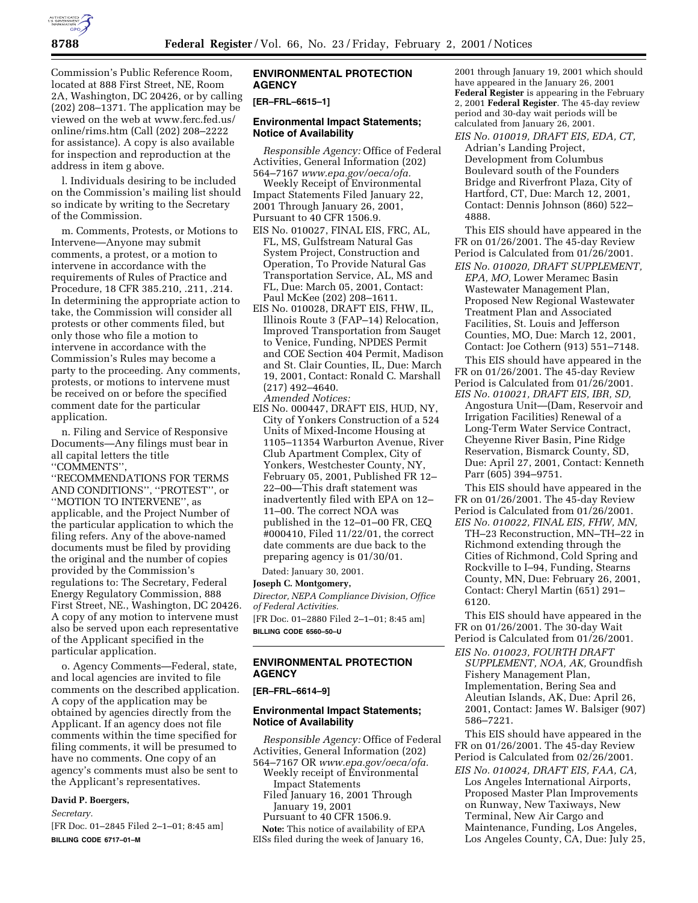Commission's Public Reference Room, located at 888 First Street, NE, Room 2A, Washington, DC 20426, or by calling (202) 208–1371. The application may be viewed on the web at www.ferc.fed.us/online/rims.htm (Call (202) 208–2222 for assistance). A copy is also available for inspection and reproduction at the address in item g above.

l. Individuals desiring to be included on the Commission's mailing list should so indicate by writing to the Secretary of the Commission.

m. Comments, Protests, or Motions to Intervene—Anyone may submit comments, a protest, or a motion to intervene in accordance with the requirements of Rules of Practice and Procedure, 18 CFR 385.210, .211, .214. In determining the appropriate action to take, the Commission will consider all protests or other comments filed, but only those who file a motion to intervene in accordance with the Commission's Rules may become a party to the proceeding. Any comments, protests, or motions to intervene must be received on or before the specified comment date for the particular application.

n. Filing and Service of Responsive Documents—Any filings must bear in all capital letters the title ''COMMENTS'', ''RECOMMENDATIONS FOR TERMS AND CONDITIONS'', ''PROTEST'', or ''MOTION TO INTERVENE'', as applicable, and the Project Number of the particular application to which the filing refers. Any of the above-named documents must be filed by providing the original and the number of copies provided by the Commission's regulations to: The Secretary, Federal Energy Regulatory Commission, 888 First Street, NE., Washington, DC 20426. A copy of any motion to intervene must also be served upon each representative of the Applicant specified in the particular application.

o. Agency Comments—Federal, state, and local agencies are invited to file comments on the described application. A copy of the application may be obtained by agencies directly from the Applicant. If an agency does not file comments within the time specified for filing comments, it will be presumed to have no comments. One copy of an agency's comments must also be sent to the Applicant's representatives.

**David P. Boergers,**

*Secretary.*

[FR Doc. 01–2845 Filed 2–1–01; 8:45 am]

**BILLING CODE 6717–01–M**

## ENVIRONMENTAL PROTECTION AGENCY

**[ER–FRL–6615–1]**

### Environmental Impact Statements; Notice of Availability

*Responsible Agency:* Office of Federal Activities, General Information (202) 564–7167 *www.epa.gov/oeca/ofa.*

Weekly Receipt of Environmental Impact Statements Filed January 22, 2001 Through January 26, 2001, Pursuant to 40 CFR 1506.9.

EIS No. 010027, FINAL EIS, FRC, AL, FL, MS, Gulfstream Natural Gas System Project, Construction and Operation, To Provide Natural Gas Transportation Service, AL, MS and FL, Due: March 05, 2001, Contact: Paul McKee (202) 208–1611.

EIS No. 010028, DRAFT EIS, FHW, IL, Illinois Route 3 (FAP–14) Relocation, Improved Transportation from Sauget to Venice, Funding, NPDES Permit and COE Section 404 Permit, Madison and St. Clair Counties, IL, Due: March 19, 2001, Contact: Ronald C. Marshall (217) 492–4640.

*Amended Notices:*

EIS No. 000447, DRAFT EIS, HUD, NY, City of Yonkers Construction of a 524 Units of Mixed-Income Housing at 1105–11354 Warburton Avenue, River Club Apartment Complex, City of Yonkers, Westchester County, NY, February 05, 2001, Published FR 12–22–00—This draft statement was inadvertently filed with EPA on 12–11–00. The correct NOA was published in the 12–01–00 FR, CEQ #000410, Filed 11/22/01, the correct date comments are due back to the preparing agency is 01/30/01.

Dated: January 30, 2001.

**Joseph C. Montgomery,**

*Director, NEPA Compliance Division, Office of Federal Activities.*

[FR Doc. 01–2880 Filed 2–1–01; 8:45 am]

**BILLING CODE 6560–50–U**

## ENVIRONMENTAL PROTECTION AGENCY

**[ER–FRL–6614–9]**

### Environmental Impact Statements; Notice of Availability

*Responsible Agency:* Office of Federal Activities, General Information (202) 564–7167 OR *www.epa.gov/oeca/ofa.*

Weekly receipt of Environmental Impact Statements

Filed January 16, 2001 Through January 19, 2001

Pursuant to 40 CFR 1506.9.

**Note:** This notice of availability of EPA EISs filed during the week of January 16, 2001 through January 19, 2001 which should have appeared in the January 26, 2001 **Federal Register** is appearing in the February 2, 2001 **Federal Register**. The 45-day review period and 30-day wait periods will be calculated from January 26, 2001.

*EIS No. 010019, DRAFT EIS, EDA, CT,* Adrian's Landing Project, Development from Columbus Boulevard south of the Founders Bridge and Riverfront Plaza, City of Hartford, CT, Due: March 12, 2001, Contact: Dennis Johnson (860) 522–4888.

This EIS should have appeared in the FR on 01/26/2001. The 45-day Review Period is Calculated from 01/26/2001.

*EIS No. 010020, DRAFT SUPPLEMENT, EPA, MO,* Lower Meramec Basin Wastewater Management Plan, Proposed New Regional Wastewater Treatment Plan and Associated Facilities, St. Louis and Jefferson Counties, MO, Due: March 12, 2001, Contact: Joe Cothern (913) 551–7148.

This EIS should have appeared in the FR on 01/26/2001. The 45-day Review Period is Calculated from 01/26/2001.

*EIS No. 010021, DRAFT EIS, IBR, SD,* Angostura Unit—(Dam, Reservoir and Irrigation Facilities) Renewal of a Long-Term Water Service Contract, Cheyenne River Basin, Pine Ridge Reservation, Bismarck County, SD, Due: April 27, 2001, Contact: Kenneth Parr (605) 394–9751.

This EIS should have appeared in the FR on 01/26/2001. The 45-day Review Period is Calculated from 01/26/2001.

*EIS No. 010022, FINAL EIS, FHW, MN,* TH–23 Reconstruction, MN–TH–22 in Richmond extending through the Cities of Richmond, Cold Spring and Rockville to I–94, Funding, Stearns County, MN, Due: February 26, 2001, Contact: Cheryl Martin (651) 291–6120.

This EIS should have appeared in the FR on 01/26/2001. The 30-day Wait Period is Calculated from 01/26/2001.

*EIS No. 010023, FOURTH DRAFT SUPPLEMENT, NOA, AK,* Groundfish Fishery Management Plan, Implementation, Bering Sea and Aleutian Islands, AK, Due: April 26, 2001, Contact: James W. Balsiger (907) 586–7221.

This EIS should have appeared in the FR on 01/26/2001. The 45-day Review Period is Calculated from 02/26/2001.

*EIS No. 010024, DRAFT EIS, FAA, CA,* Los Angeles International Airports, Proposed Master Plan Improvements on Runway, New Taxiways, New Terminal, New Air Cargo and Maintenance, Funding, Los Angeles, Los Angeles County, CA, Due: July 25,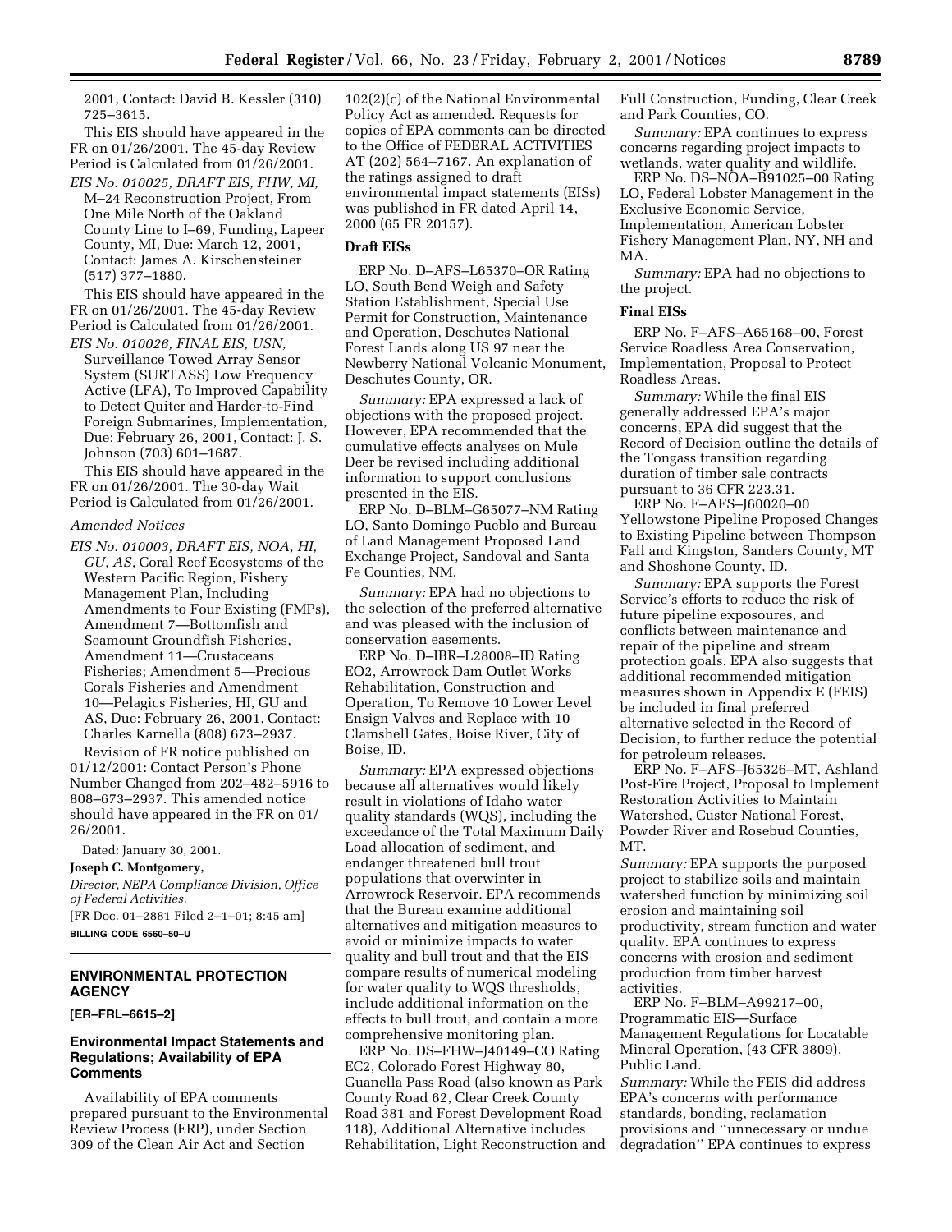2001, Contact: David B. Kessler (310) 725–3615.

This EIS should have appeared in the FR on 01/26/2001. The 45-day Review Period is Calculated from 01/26/2001.

*EIS No. 010025, DRAFT EIS, FHW, MI,* M–24 Reconstruction Project, From One Mile North of the Oakland County Line to I–69, Funding, Lapeer County, MI, Due: March 12, 2001, Contact: James A. Kirschensteiner (517) 377–1880.

This EIS should have appeared in the FR on 01/26/2001. The 45-day Review Period is Calculated from 01/26/2001.

*EIS No. 010026, FINAL EIS, USN,* Surveillance Towed Array Sensor System (SURTASS) Low Frequency Active (LFA), To Improved Capability to Detect Quiter and Harder-to-Find Foreign Submarines, Implementation, Due: February 26, 2001, Contact: J. S. Johnson (703) 601–1687.

This EIS should have appeared in the FR on 01/26/2001. The 30-day Wait Period is Calculated from 01/26/2001.

*Amended Notices*

*EIS No. 010003, DRAFT EIS, NOA, HI, GU, AS,* Coral Reef Ecosystems of the Western Pacific Region, Fishery Management Plan, Including Amendments to Four Existing (FMPs), Amendment 7—Bottomfish and Seamount Groundfish Fisheries, Amendment 11—Crustaceans Fisheries; Amendment 5—Precious Corals Fisheries and Amendment 10—Pelagics Fisheries, HI, GU and AS, Due: February 26, 2001, Contact: Charles Karnella (808) 673–2937.

Revision of FR notice published on 01/12/2001: Contact Person's Phone Number Changed from 202–482–5916 to 808–673–2937. This amended notice should have appeared in the FR on 01/26/2001.

Dated: January 30, 2001.

**Joseph C. Montgomery,**

*Director, NEPA Compliance Division, Office of Federal Activities.*

[FR Doc. 01–2881 Filed 2–1–01; 8:45 am]

**BILLING CODE 6560–50–U**

## ENVIRONMENTAL PROTECTION AGENCY

**[ER–FRL–6615–2]**

### Environmental Impact Statements and Regulations; Availability of EPA Comments

Availability of EPA comments prepared pursuant to the Environmental Review Process (ERP), under Section 309 of the Clean Air Act and Section 102(2)(c) of the National Environmental Policy Act as amended. Requests for copies of EPA comments can be directed to the Office of FEDERAL ACTIVITIES AT (202) 564–7167. An explanation of the ratings assigned to draft environmental impact statements (EISs) was published in FR dated April 14, 2000 (65 FR 20157).

**Draft EISs**

ERP No. D–AFS–L65370–OR Rating LO, South Bend Weigh and Safety Station Establishment, Special Use Permit for Construction, Maintenance and Operation, Deschutes National Forest Lands along US 97 near the Newberry National Volcanic Monument, Deschutes County, OR.

*Summary:* EPA expressed a lack of objections with the proposed project. However, EPA recommended that the cumulative effects analyses on Mule Deer be revised including additional information to support conclusions presented in the EIS.

ERP No. D–BLM–G65077–NM Rating LO, Santo Domingo Pueblo and Bureau of Land Management Proposed Land Exchange Project, Sandoval and Santa Fe Counties, NM.

*Summary:* EPA had no objections to the selection of the preferred alternative and was pleased with the inclusion of conservation easements.

ERP No. D–IBR–L28008–ID Rating EO2, Arrowrock Dam Outlet Works Rehabilitation, Construction and Operation, To Remove 10 Lower Level Ensign Valves and Replace with 10 Clamshell Gates, Boise River, City of Boise, ID.

*Summary:* EPA expressed objections because all alternatives would likely result in violations of Idaho water quality standards (WQS), including the exceedance of the Total Maximum Daily Load allocation of sediment, and endanger threatened bull trout populations that overwinter in Arrowrock Reservoir. EPA recommends that the Bureau examine additional alternatives and mitigation measures to avoid or minimize impacts to water quality and bull trout and that the EIS compare results of numerical modeling for water quality to WQS thresholds, include additional information on the effects to bull trout, and contain a more comprehensive monitoring plan.

ERP No. DS–FHW–J40149–CO Rating EC2, Colorado Forest Highway 80, Guanella Pass Road (also known as Park County Road 62, Clear Creek County Road 381 and Forest Development Road 118), Additional Alternative includes Rehabilitation, Light Reconstruction and Full Construction, Funding, Clear Creek and Park Counties, CO.

*Summary:* EPA continues to express concerns regarding project impacts to wetlands, water quality and wildlife.

ERP No. DS–NOA–B91025–00 Rating LO, Federal Lobster Management in the Exclusive Economic Service, Implementation, American Lobster Fishery Management Plan, NY, NH and MA.

*Summary:* EPA had no objections to the project.

**Final EISs**

ERP No. F–AFS–A65168–00, Forest Service Roadless Area Conservation, Implementation, Proposal to Protect Roadless Areas.

*Summary:* While the final EIS generally addressed EPA's major concerns, EPA did suggest that the Record of Decision outline the details of the Tongass transition regarding duration of timber sale contracts pursuant to 36 CFR 223.31.

ERP No. F–AFS–J60020–00 Yellowstone Pipeline Proposed Changes to Existing Pipeline between Thompson Fall and Kingston, Sanders County, MT and Shoshone County, ID.

*Summary:* EPA supports the Forest Service's efforts to reduce the risk of future pipeline exposoures, and conflicts between maintenance and repair of the pipeline and stream protection goals. EPA also suggests that additional recommended mitigation measures shown in Appendix E (FEIS) be included in final preferred alternative selected in the Record of Decision, to further reduce the potential for petroleum releases.

ERP No. F–AFS–J65326–MT, Ashland Post-Fire Project, Proposal to Implement Restoration Activities to Maintain Watershed, Custer National Forest, Powder River and Rosebud Counties, MT.

*Summary:* EPA supports the purposed project to stabilize soils and maintain watershed function by minimizing soil erosion and maintaining soil productivity, stream function and water quality. EPA continues to express concerns with erosion and sediment production from timber harvest activities.

ERP No. F–BLM–A99217–00, Programmatic EIS—Surface Management Regulations for Locatable Mineral Operation, (43 CFR 3809), Public Land.

*Summary:* While the FEIS did address EPA's concerns with performance standards, bonding, reclamation provisions and ''unnecessary or undue degradation'' EPA continues to express